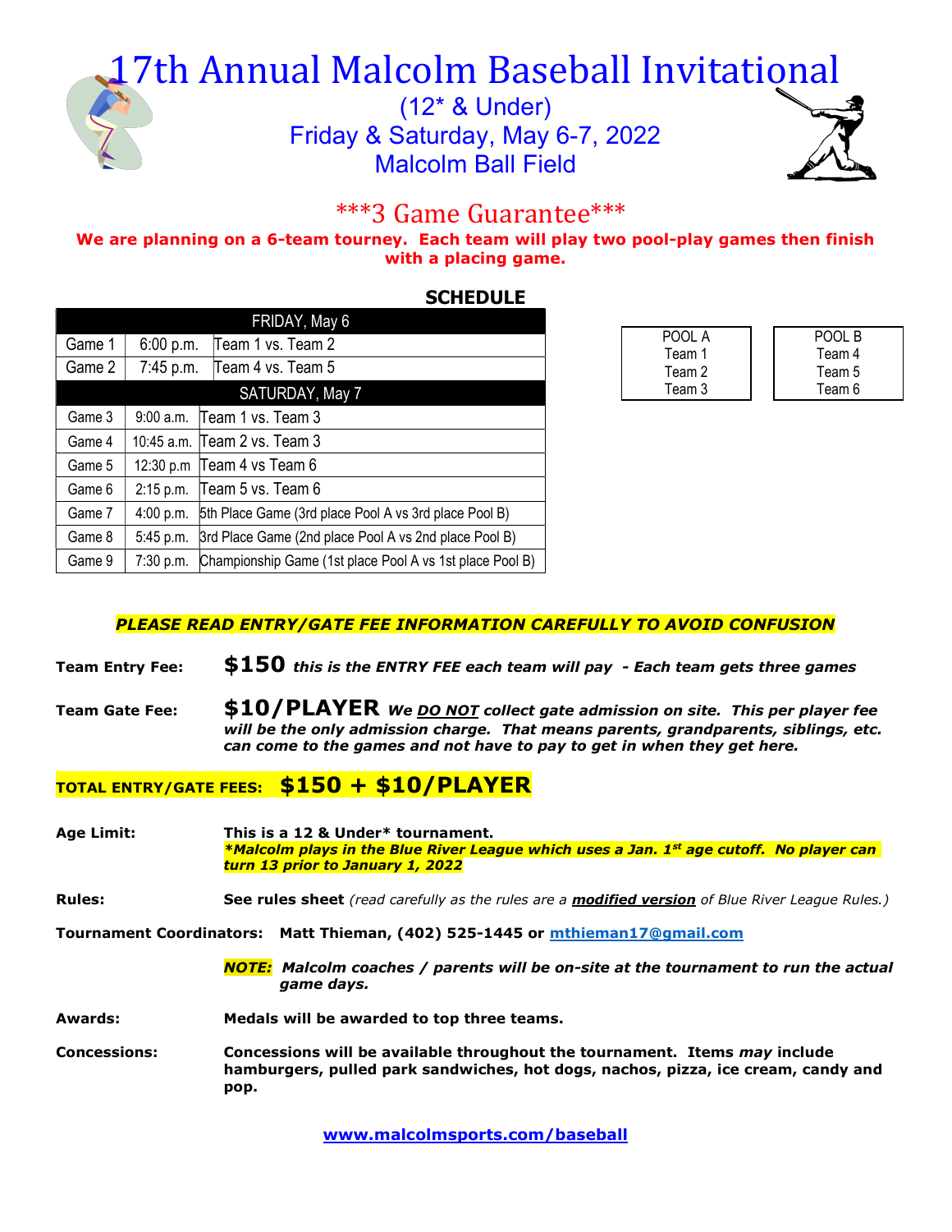# 17th Annual Malcolm Baseball Invitational

## (12* & Under)
## Friday & Saturday, May 6-7, 2022
## Malcolm Ball Field

## ***3 Game Guarantee***

**We are planning on a 6-team tourney. Each team will play two pool-play games then finish with a placing game.**

### SCHEDULE

| | | |
|---|---|---|
| **FRIDAY, May 6** | | |
| Game 1 | 6:00 p.m. | Team 1 vs. Team 2 |
| Game 2 | 7:45 p.m. | Team 4 vs. Team 5 |
| **SATURDAY, May 7** | | |
| Game 3 | 9:00 a.m. | Team 1 vs. Team 3 |
| Game 4 | 10:45 a.m. | Team 2 vs. Team 3 |
| Game 5 | 12:30 p.m | Team 4 vs Team 6 |
| Game 6 | 2:15 p.m. | Team 5 vs. Team 6 |
| Game 7 | 4:00 p.m. | 5th Place Game (3rd place Pool A vs 3rd place Pool B) |
| Game 8 | 5:45 p.m. | 3rd Place Game (2nd place Pool A vs 2nd place Pool B) |
| Game 9 | 7:30 p.m. | Championship Game (1st place Pool A vs 1st place Pool B) |

| POOL A | POOL B |
|---|---|
| Team 1 | Team 4 |
| Team 2 | Team 5 |
| Team 3 | Team 6 |

***PLEASE READ ENTRY/GATE FEE INFORMATION CAREFULLY TO AVOID CONFUSION***

**Team Entry Fee:** **$150** ***this is the ENTRY FEE each team will pay - Each team gets three games***

**Team Gate Fee:** **$10/PLAYER** ***We DO NOT collect gate admission on site. This per player fee will be the only admission charge. That means parents, grandparents, siblings, etc. can come to the games and not have to pay to get in when they get here.***

**TOTAL ENTRY/GATE FEES: $150 + $10/PLAYER**

**Age Limit:** **This is a 12 & Under* tournament.**
***\*Malcolm plays in the Blue River League which uses a Jan. 1st age cutoff. No player can turn 13 prior to January 1, 2022***

**Rules:** **See rules sheet** *(read carefully as the rules are a* ***modified version*** *of Blue River League Rules.)*

**Tournament Coordinators:** **Matt Thieman, (402) 525-1445 or mthieman17@gmail.com**

***NOTE: Malcolm coaches / parents will be on-site at the tournament to run the actual game days.***

**Awards:** **Medals will be awarded to top three teams.**

**Concessions:** **Concessions will be available throughout the tournament. Items *may* include hamburgers, pulled park sandwiches, hot dogs, nachos, pizza, ice cream, candy and pop.**

**www.malcolmsports.com/baseball**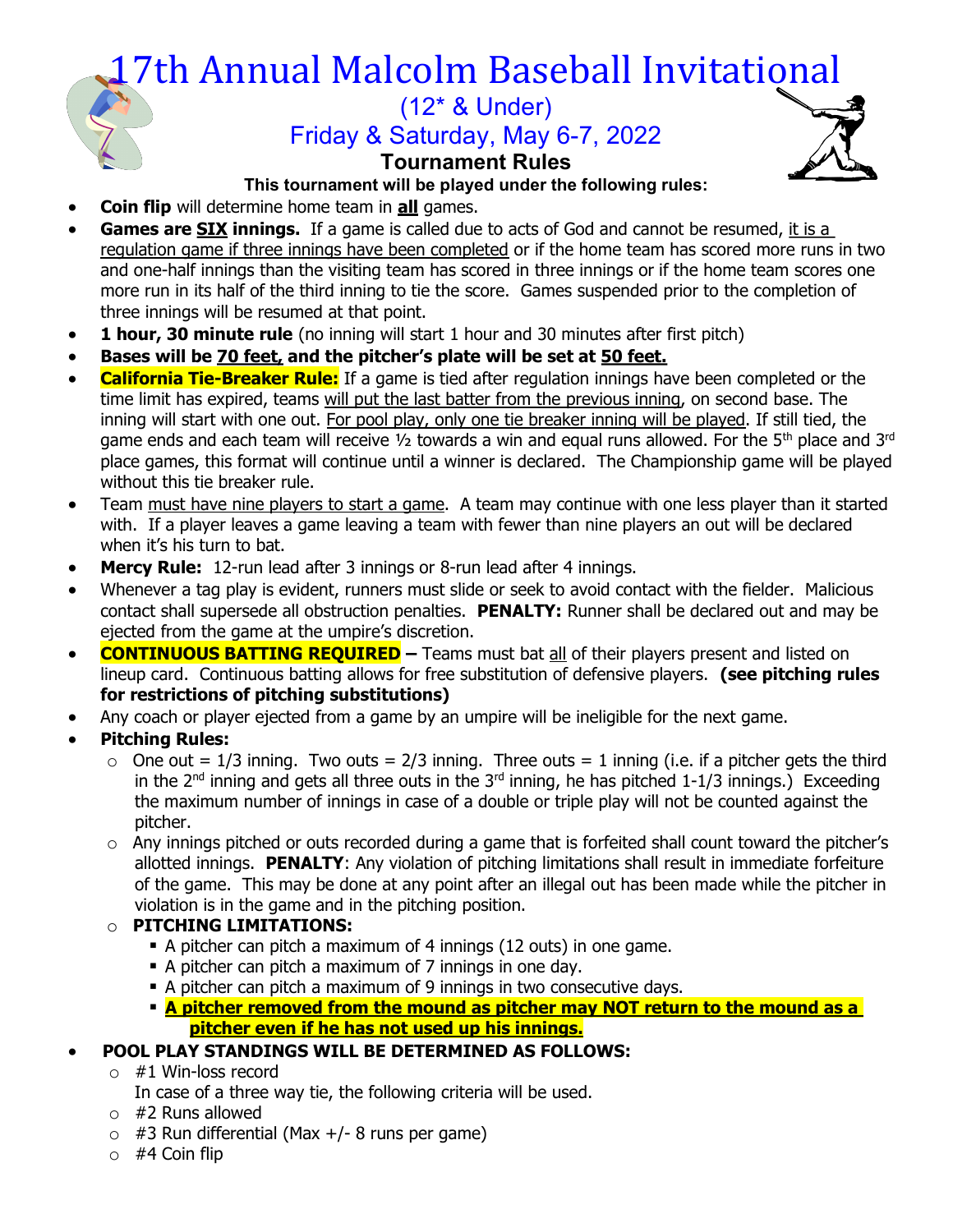# 17th Annual Malcolm Baseball Invitational

## (12* & Under)

## Friday & Saturday, May 6-7, 2022

### Tournament Rules

**This tournament will be played under the following rules:**

- **Coin flip** will determine home team in **all** games.
- **Games are SIX innings.** If a game is called due to acts of God and cannot be resumed, it is a regulation game if three innings have been completed or if the home team has scored more runs in two and one-half innings than the visiting team has scored in three innings or if the home team scores one more run in its half of the third inning to tie the score. Games suspended prior to the completion of three innings will be resumed at that point.
- **1 hour, 30 minute rule** (no inning will start 1 hour and 30 minutes after first pitch)
- **Bases will be 70 feet, and the pitcher's plate will be set at 50 feet.**
- **California Tie-Breaker Rule:** If a game is tied after regulation innings have been completed or the time limit has expired, teams will put the last batter from the previous inning, on second base. The inning will start with one out. For pool play, only one tie breaker inning will be played. If still tied, the game ends and each team will receive ½ towards a win and equal runs allowed. For the 5th place and 3rd place games, this format will continue until a winner is declared. The Championship game will be played without this tie breaker rule.
- Team must have nine players to start a game. A team may continue with one less player than it started with. If a player leaves a game leaving a team with fewer than nine players an out will be declared when it's his turn to bat.
- **Mercy Rule:** 12-run lead after 3 innings or 8-run lead after 4 innings.
- Whenever a tag play is evident, runners must slide or seek to avoid contact with the fielder. Malicious contact shall supersede all obstruction penalties. **PENALTY:** Runner shall be declared out and may be ejected from the game at the umpire's discretion.
- **CONTINUOUS BATTING REQUIRED –** Teams must bat all of their players present and listed on lineup card. Continuous batting allows for free substitution of defensive players. **(see pitching rules for restrictions of pitching substitutions)**
- Any coach or player ejected from a game by an umpire will be ineligible for the next game.
- **Pitching Rules:**
  - One out = 1/3 inning. Two outs = 2/3 inning. Three outs = 1 inning (i.e. if a pitcher gets the third in the 2nd inning and gets all three outs in the 3rd inning, he has pitched 1-1/3 innings.) Exceeding the maximum number of innings in case of a double or triple play will not be counted against the pitcher.
  - Any innings pitched or outs recorded during a game that is forfeited shall count toward the pitcher's allotted innings. **PENALTY**: Any violation of pitching limitations shall result in immediate forfeiture of the game. This may be done at any point after an illegal out has been made while the pitcher in violation is in the game and in the pitching position.
  - **PITCHING LIMITATIONS:**
    - A pitcher can pitch a maximum of 4 innings (12 outs) in one game.
    - A pitcher can pitch a maximum of 7 innings in one day.
    - A pitcher can pitch a maximum of 9 innings in two consecutive days.
    - **A pitcher removed from the mound as pitcher may NOT return to the mound as a pitcher even if he has not used up his innings.**
- **POOL PLAY STANDINGS WILL BE DETERMINED AS FOLLOWS:**
  - #1 Win-loss record
    In case of a three way tie, the following criteria will be used.
  - #2 Runs allowed
  - #3 Run differential (Max +/- 8 runs per game)
  - #4 Coin flip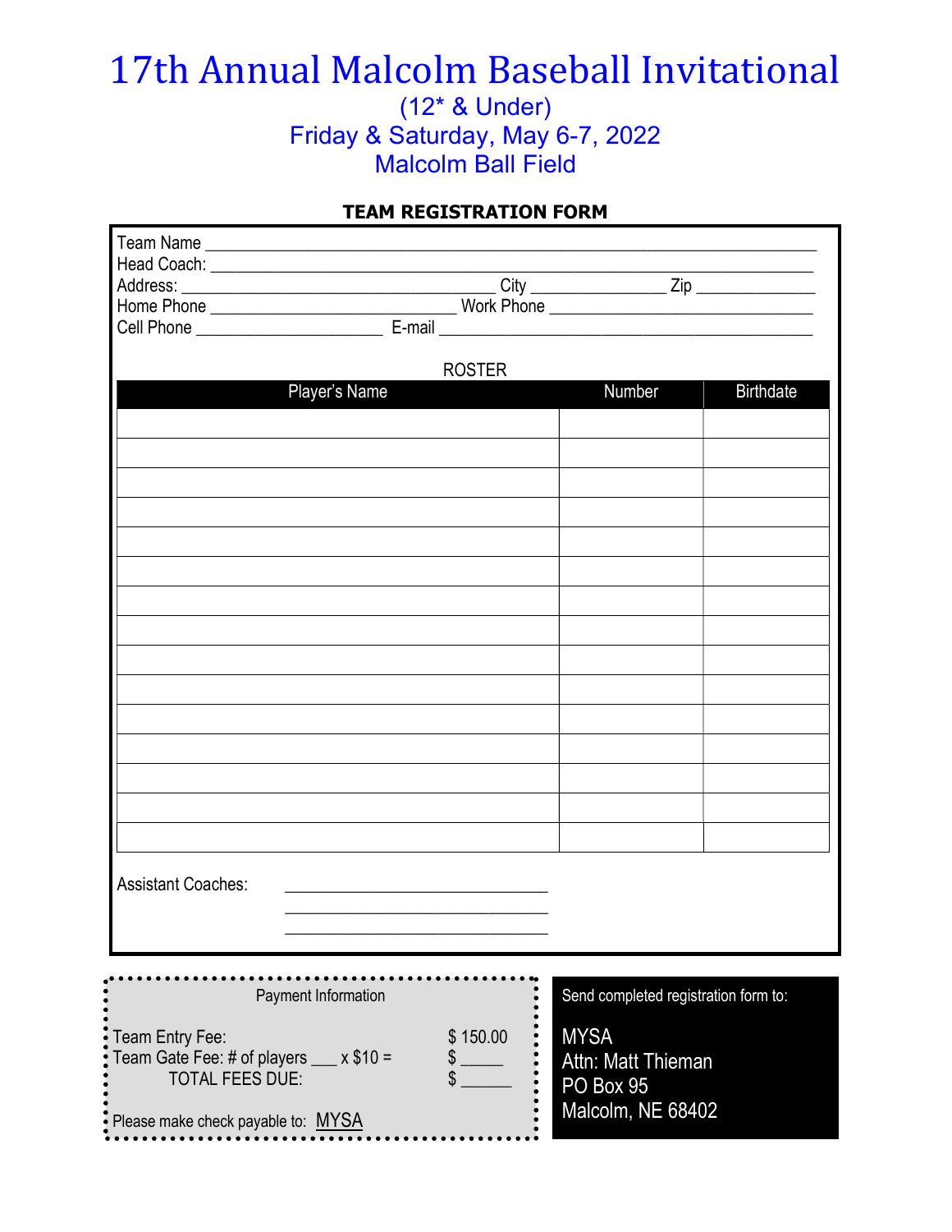# 17th Annual Malcolm Baseball Invitational

## (12* & Under)
## Friday & Saturday, May 6-7, 2022
## Malcolm Ball Field

**TEAM REGISTRATION FORM**

Team Name ______________________________________________________________

Head Coach: _____________________________________________________________

Address: ______________________________ City ____________ Zip ___________

Home Phone _________________________ Work Phone ___________________________

Cell Phone ___________________ E-mail ________________________________________

ROSTER

| Player's Name | Number | Birthdate |
|---|---|---|
| | | |
| | | |
| | | |
| | | |
| | | |
| | | |
| | | |
| | | |
| | | |
| | | |
| | | |
| | | |
| | | |
| | | |
| | | |

Assistant Coaches: ___________________________

___________________________

___________________________

Payment Information

Team Entry Fee: $ 150.00

Team Gate Fee: # of players ___ x $10 = $ _____

TOTAL FEES DUE: $ ______

Please make check payable to: MYSA

Send completed registration form to:

MYSA
Attn: Matt Thieman
PO Box 95
Malcolm, NE 68402